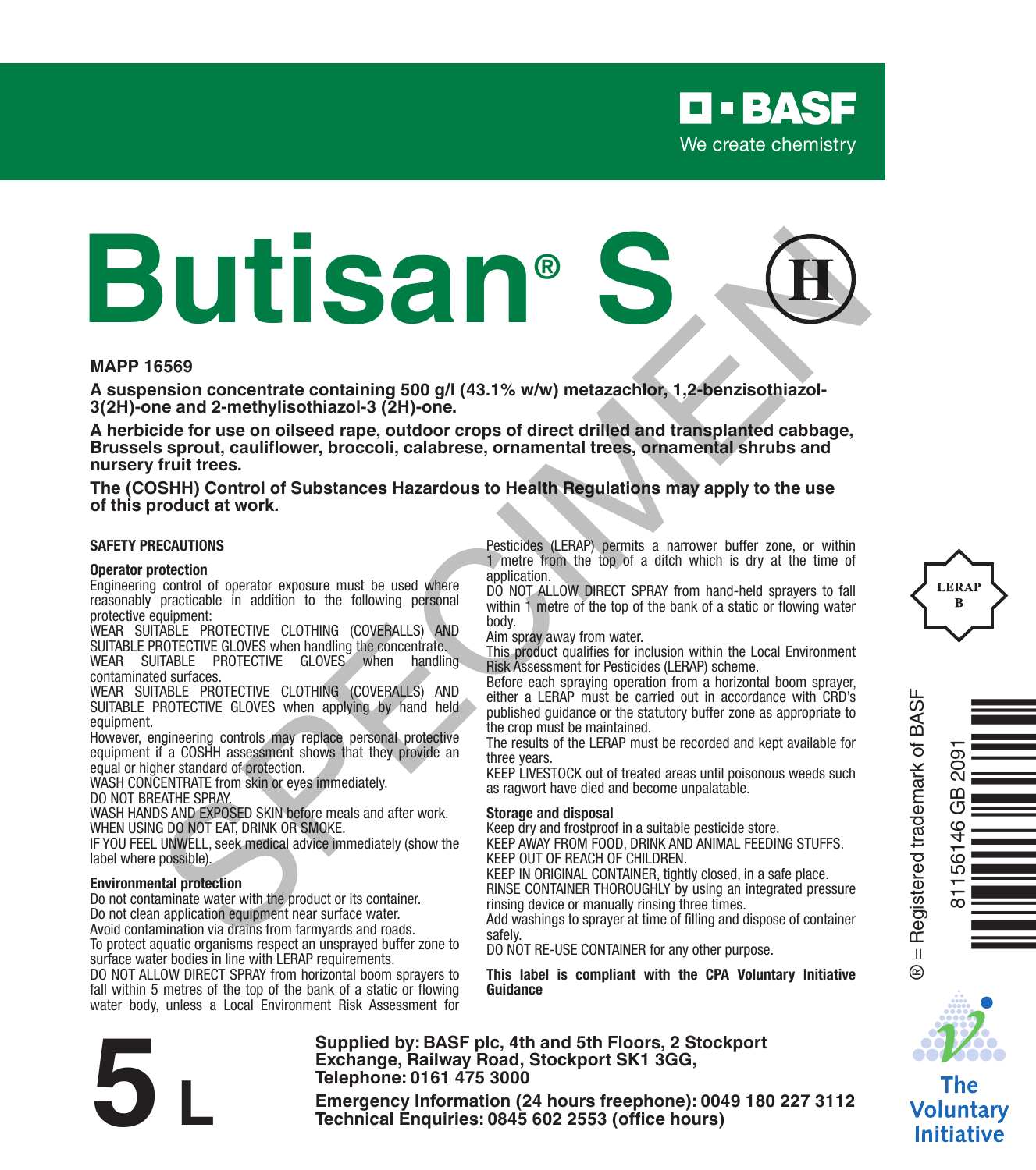BASF

We create chemistry

# Butisan® S

MAPP 16569

**A suspension concentrate containing 500 g/l (43.1% w/w) metazachlor, 1,2-benzisothiazol-3(2H)-one and 2-methylisothiazol-3 (2H)-one.**

**A herbicide for use on oilseed rape, outdoor crops of direct drilled and transplanted cabbage, Brussels sprout, cauliflower, broccoli, calabrese, ornamental trees, ornamental shrubs and nursery fruit trees.**

**The (COSHH) Control of Substances Hazardous to Health Regulations may apply to the use of this product at work.**

## SAFETY PRECAUTIONS

### Operator protection

Engineering control of operator exposure must be used where reasonably practicable in addition to the following personal protective equipment:

WEAR SUITABLE PROTECTIVE CLOTHING (COVERALLS) AND SUITABLE PROTECTIVE GLOVES when handling the concentrate.

WEAR SUITABLE PROTECTIVE GLOVES when handling contaminated surfaces.

WEAR SUITABLE PROTECTIVE CLOTHING (COVERALLS) AND SUITABLE PROTECTIVE GLOVES when applying by hand held equipment.

However, engineering controls may replace personal protective equipment if a COSHH assessment shows that they provide an equal or higher standard of protection.

WASH CONCENTRATE from skin or eyes immediately.

DO NOT BREATHE SPRAY.

WASH HANDS AND EXPOSED SKIN before meals and after work.

WHEN USING DO NOT EAT, DRINK OR SMOKE.

IF YOU FEEL UNWELL, seek medical advice immediately (show the label where possible).

### Environmental protection

Do not contaminate water with the product or its container.

Do not clean application equipment near surface water.

Avoid contamination via drains from farmyards and roads.

To protect aquatic organisms respect an unsprayed buffer zone to surface water bodies in line with LERAP requirements.

DO NOT ALLOW DIRECT SPRAY from horizontal boom sprayers to fall within 5 metres of the top of the bank of a static or flowing water body, unless a Local Environment Risk Assessment for Pesticides (LERAP) permits a narrower buffer zone, or within 1 metre from the top of a ditch which is dry at the time of application.

DO NOT ALLOW DIRECT SPRAY from hand-held sprayers to fall within 1 metre of the top of the bank of a static or flowing water body.

Aim spray away from water.

This product qualifies for inclusion within the Local Environment Risk Assessment for Pesticides (LERAP) scheme.

Before each spraying operation from a horizontal boom sprayer, either a LERAP must be carried out in accordance with CRD's published guidance or the statutory buffer zone as appropriate to the crop must be maintained.

The results of the LERAP must be recorded and kept available for three years.

KEEP LIVESTOCK out of treated areas until poisonous weeds such as ragwort have died and become unpalatable.

### Storage and disposal

Keep dry and frostproof in a suitable pesticide store.

KEEP AWAY FROM FOOD, DRINK AND ANIMAL FEEDING STUFFS.

KEEP OUT OF REACH OF CHILDREN.

KEEP IN ORIGINAL CONTAINER, tightly closed, in a safe place.

RINSE CONTAINER THOROUGHLY by using an integrated pressure rinsing device or manually rinsing three times.

Add washings to sprayer at time of filling and dispose of container safely.

DO NOT RE-USE CONTAINER for any other purpose.

**This label is compliant with the CPA Voluntary Initiative Guidance**

LERAP B

® = Registered trademark of BASF

81156146 GB 2091

The Voluntary Initiative

**5 L**

**Supplied by: BASF plc, 4th and 5th Floors, 2 Stockport Exchange, Railway Road, Stockport SK1 3GG, Telephone: 0161 475 3000**

**Emergency Information (24 hours freephone): 0049 180 227 3112**
**Technical Enquiries: 0845 602 2553 (office hours)**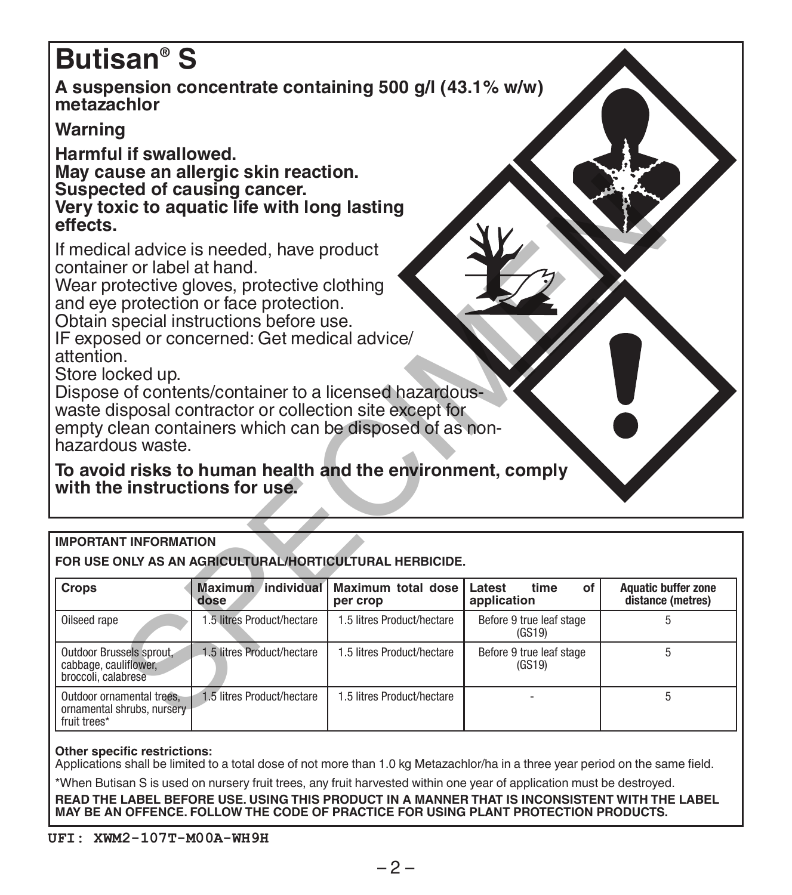# Butisan® S

**A suspension concentrate containing 500 g/l (43.1% w/w) metazachlor**

**Warning**

**Harmful if swallowed.**
**May cause an allergic skin reaction.**
**Suspected of causing cancer.**
**Very toxic to aquatic life with long lasting effects.**

If medical advice is needed, have product container or label at hand.
Wear protective gloves, protective clothing and eye protection or face protection.
Obtain special instructions before use.
IF exposed or concerned: Get medical advice/attention.
Store locked up.
Dispose of contents/container to a licensed hazardous-waste disposal contractor or collection site except for empty clean containers which can be disposed of as non-hazardous waste.

**To avoid risks to human health and the environment, comply with the instructions for use.**

**IMPORTANT INFORMATION**

**FOR USE ONLY AS AN AGRICULTURAL/HORTICULTURAL HERBICIDE.**

| Crops | Maximum individual dose | Maximum total dose per crop | Latest time of application | Aquatic buffer zone distance (metres) |
|---|---|---|---|---|
| Oilseed rape | 1.5 litres Product/hectare | 1.5 litres Product/hectare | Before 9 true leaf stage (GS19) | 5 |
| Outdoor Brussels sprout, cabbage, cauliflower, broccoli, calabrese | 1.5 litres Product/hectare | 1.5 litres Product/hectare | Before 9 true leaf stage (GS19) | 5 |
| Outdoor ornamental trees, ornamental shrubs, nursery fruit trees* | 1.5 litres Product/hectare | 1.5 litres Product/hectare | - | 5 |

**Other specific restrictions:**
Applications shall be limited to a total dose of not more than 1.0 kg Metazachlor/ha in a three year period on the same field.

*When Butisan S is used on nursery fruit trees, any fruit harvested within one year of application must be destroyed.

**READ THE LABEL BEFORE USE. USING THIS PRODUCT IN A MANNER THAT IS INCONSISTENT WITH THE LABEL MAY BE AN OFFENCE. FOLLOW THE CODE OF PRACTICE FOR USING PLANT PROTECTION PRODUCTS.**

UFI: XWM2-107T-M00A-WH9H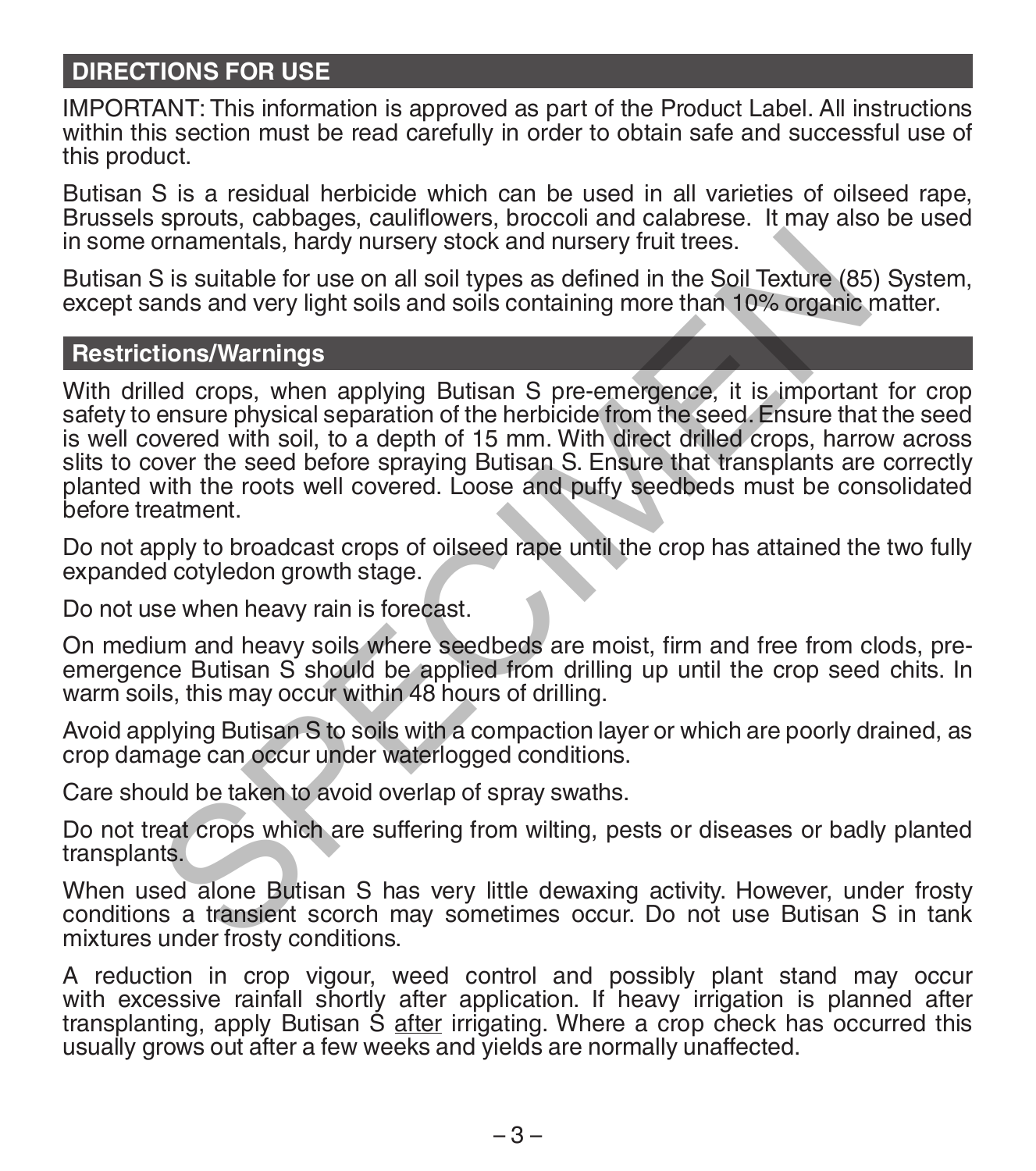## DIRECTIONS FOR USE

IMPORTANT: This information is approved as part of the Product Label. All instructions within this section must be read carefully in order to obtain safe and successful use of this product.

Butisan S is a residual herbicide which can be used in all varieties of oilseed rape, Brussels sprouts, cabbages, cauliflowers, broccoli and calabrese. It may also be used in some ornamentals, hardy nursery stock and nursery fruit trees.

Butisan S is suitable for use on all soil types as defined in the Soil Texture (85) System, except sands and very light soils and soils containing more than 10% organic matter.

## Restrictions/Warnings

With drilled crops, when applying Butisan S pre-emergence, it is important for crop safety to ensure physical separation of the herbicide from the seed. Ensure that the seed is well covered with soil, to a depth of 15 mm. With direct drilled crops, harrow across slits to cover the seed before spraying Butisan S. Ensure that transplants are correctly planted with the roots well covered. Loose and puffy seedbeds must be consolidated before treatment.

Do not apply to broadcast crops of oilseed rape until the crop has attained the two fully expanded cotyledon growth stage.

Do not use when heavy rain is forecast.

On medium and heavy soils where seedbeds are moist, firm and free from clods, pre-emergence Butisan S should be applied from drilling up until the crop seed chits. In warm soils, this may occur within 48 hours of drilling.

Avoid applying Butisan S to soils with a compaction layer or which are poorly drained, as crop damage can occur under waterlogged conditions.

Care should be taken to avoid overlap of spray swaths.

Do not treat crops which are suffering from wilting, pests or diseases or badly planted transplants.

When used alone Butisan S has very little dewaxing activity. However, under frosty conditions a transient scorch may sometimes occur. Do not use Butisan S in tank mixtures under frosty conditions.

A reduction in crop vigour, weed control and possibly plant stand may occur with excessive rainfall shortly after application. If heavy irrigation is planned after transplanting, apply Butisan S <u>after</u> irrigating. Where a crop check has occurred this usually grows out after a few weeks and yields are normally unaffected.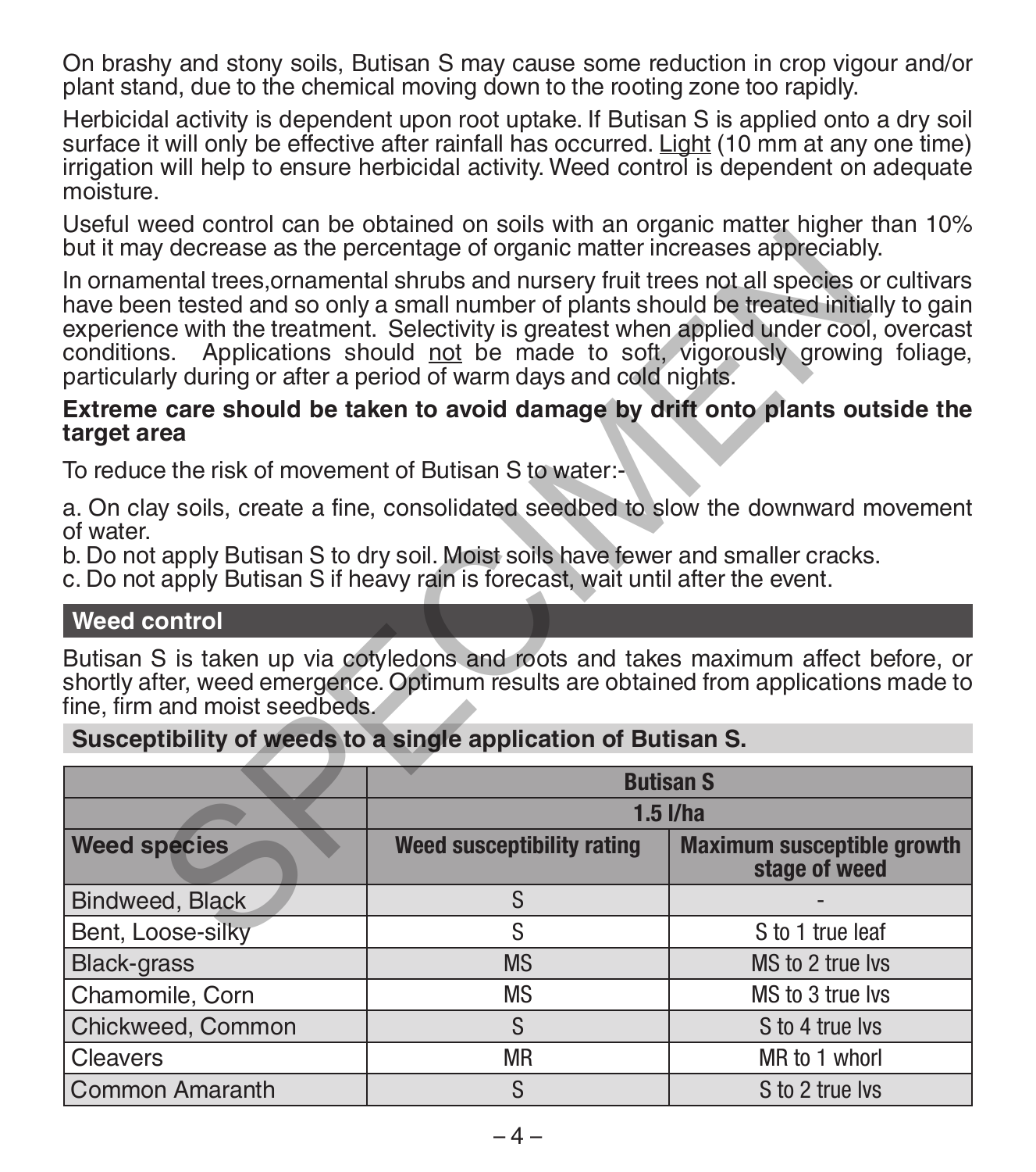On brashy and stony soils, Butisan S may cause some reduction in crop vigour and/or plant stand, due to the chemical moving down to the rooting zone too rapidly.

Herbicidal activity is dependent upon root uptake. If Butisan S is applied onto a dry soil surface it will only be effective after rainfall has occurred. Light (10 mm at any one time) irrigation will help to ensure herbicidal activity. Weed control is dependent on adequate moisture.

Useful weed control can be obtained on soils with an organic matter higher than 10% but it may decrease as the percentage of organic matter increases appreciably.

In ornamental trees,ornamental shrubs and nursery fruit trees not all species or cultivars have been tested and so only a small number of plants should be treated initially to gain experience with the treatment. Selectivity is greatest when applied under cool, overcast conditions. Applications should not be made to soft, vigorously growing foliage, particularly during or after a period of warm days and cold nights.

**Extreme care should be taken to avoid damage by drift onto plants outside the target area**

To reduce the risk of movement of Butisan S to water:-

a. On clay soils, create a fine, consolidated seedbed to slow the downward movement of water.
b. Do not apply Butisan S to dry soil. Moist soils have fewer and smaller cracks.
c. Do not apply Butisan S if heavy rain is forecast, wait until after the event.

## Weed control

Butisan S is taken up via cotyledons and roots and takes maximum affect before, or shortly after, weed emergence. Optimum results are obtained from applications made to fine, firm and moist seedbeds.

### Susceptibility of weeds to a single application of Butisan S.

| | Butisan S | |
|---|---|---|
| | 1.5 l/ha | |
| **Weed species** | **Weed susceptibility rating** | **Maximum susceptible growth stage of weed** |
| Bindweed, Black | S | - |
| Bent, Loose-silky | S | S to 1 true leaf |
| Black-grass | MS | MS to 2 true lvs |
| Chamomile, Corn | MS | MS to 3 true lvs |
| Chickweed, Common | S | S to 4 true lvs |
| Cleavers | MR | MR to 1 whorl |
| Common Amaranth | S | S to 2 true lvs |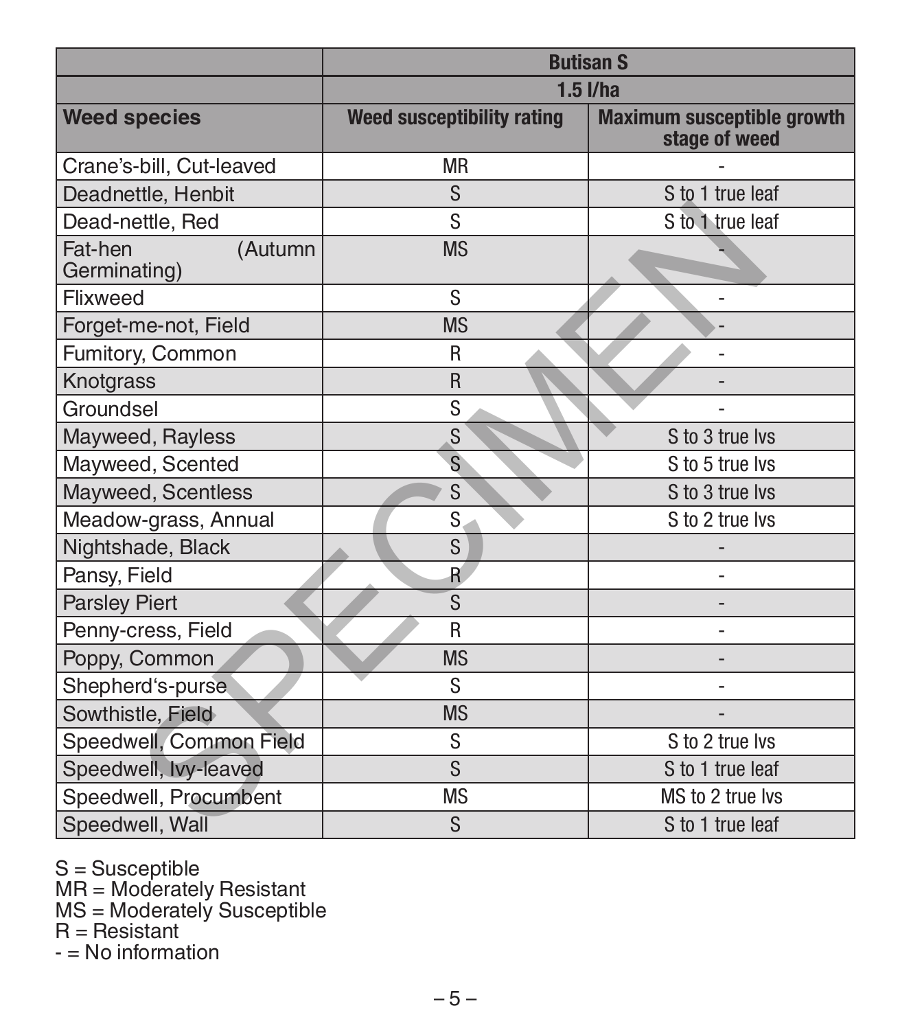| | Butisan S | |
|---|---|---|
| | 1.5 l/ha | |
| **Weed species** | **Weed susceptibility rating** | **Maximum susceptible growth stage of weed** |
| Crane's-bill, Cut-leaved | MR | - |
| Deadnettle, Henbit | S | S to 1 true leaf |
| Dead-nettle, Red | S | S to 1 true leaf |
| Fat-hen (Autumn Germinating) | MS | - |
| Flixweed | S | - |
| Forget-me-not, Field | MS | - |
| Fumitory, Common | R | - |
| Knotgrass | R | - |
| Groundsel | S | - |
| Mayweed, Rayless | S | S to 3 true lvs |
| Mayweed, Scented | S | S to 5 true lvs |
| Mayweed, Scentless | S | S to 3 true lvs |
| Meadow-grass, Annual | S | S to 2 true lvs |
| Nightshade, Black | S | - |
| Pansy, Field | R | - |
| Parsley Piert | S | - |
| Penny-cress, Field | R | - |
| Poppy, Common | MS | - |
| Shepherd's-purse | S | - |
| Sowthistle, Field | MS | - |
| Speedwell, Common Field | S | S to 2 true lvs |
| Speedwell, Ivy-leaved | S | S to 1 true leaf |
| Speedwell, Procumbent | MS | MS to 2 true lvs |
| Speedwell, Wall | S | S to 1 true leaf |

S = Susceptible
MR = Moderately Resistant
MS = Moderately Susceptible
R = Resistant
- = No information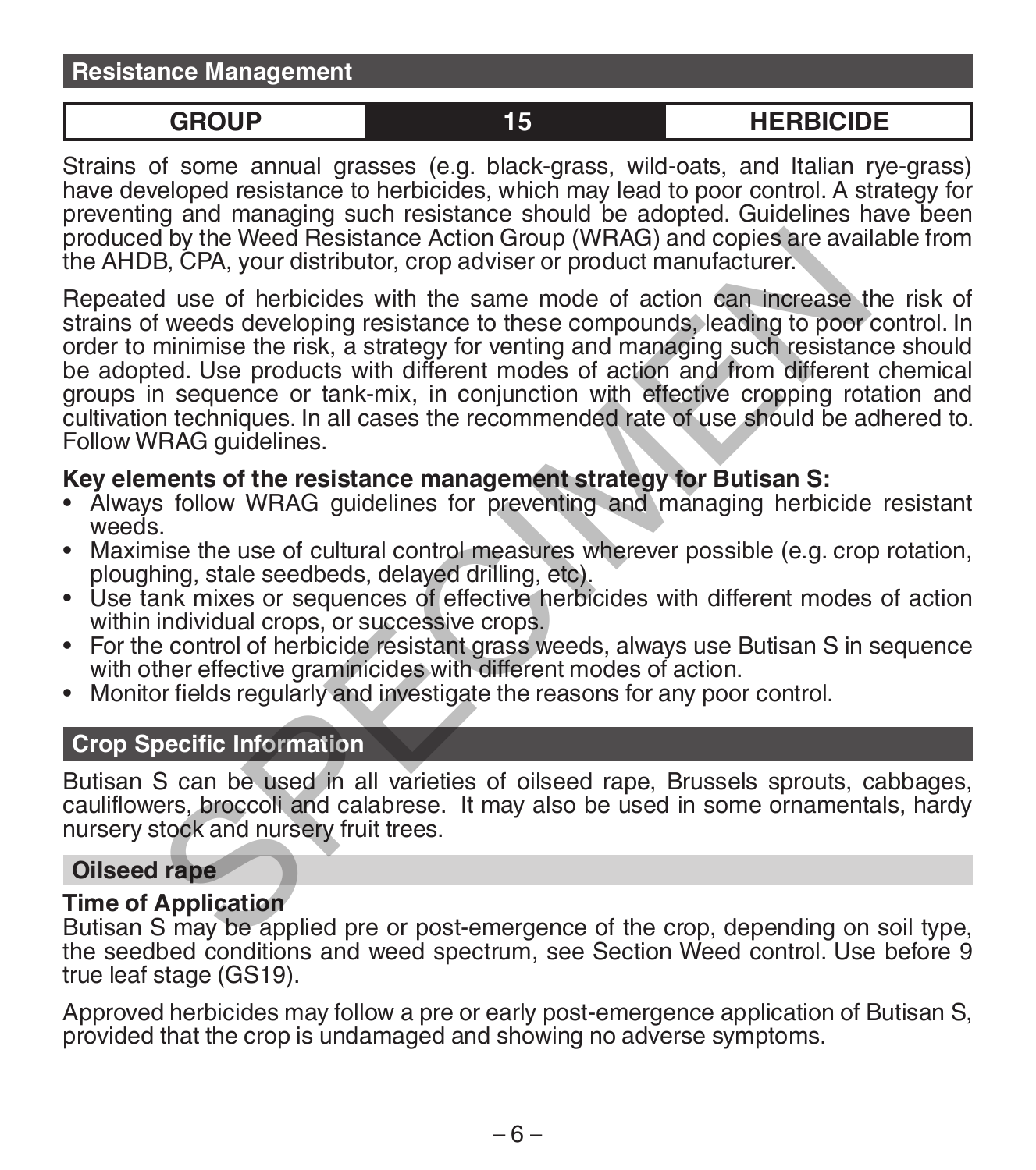## Resistance Management

| GROUP | 15 | HERBICIDE |
|---|---|---|

Strains of some annual grasses (e.g. black-grass, wild-oats, and Italian rye-grass) have developed resistance to herbicides, which may lead to poor control. A strategy for preventing and managing such resistance should be adopted. Guidelines have been produced by the Weed Resistance Action Group (WRAG) and copies are available from the AHDB, CPA, your distributor, crop adviser or product manufacturer.

Repeated use of herbicides with the same mode of action can increase the risk of strains of weeds developing resistance to these compounds, leading to poor control. In order to minimise the risk, a strategy for venting and managing such resistance should be adopted. Use products with different modes of action and from different chemical groups in sequence or tank-mix, in conjunction with effective cropping rotation and cultivation techniques. In all cases the recommended rate of use should be adhered to. Follow WRAG guidelines.

**Key elements of the resistance management strategy for Butisan S:**

- Always follow WRAG guidelines for preventing and managing herbicide resistant weeds.
- Maximise the use of cultural control measures wherever possible (e.g. crop rotation, ploughing, stale seedbeds, delayed drilling, etc).
- Use tank mixes or sequences of effective herbicides with different modes of action within individual crops, or successive crops.
- For the control of herbicide resistant grass weeds, always use Butisan S in sequence with other effective graminicides with different modes of action.
- Monitor fields regularly and investigate the reasons for any poor control.

## Crop Specific Information

Butisan S can be used in all varieties of oilseed rape, Brussels sprouts, cabbages, cauliflowers, broccoli and calabrese. It may also be used in some ornamentals, hardy nursery stock and nursery fruit trees.

### Oilseed rape

**Time of Application**

Butisan S may be applied pre or post-emergence of the crop, depending on soil type, the seedbed conditions and weed spectrum, see Section Weed control. Use before 9 true leaf stage (GS19).

Approved herbicides may follow a pre or early post-emergence application of Butisan S, provided that the crop is undamaged and showing no adverse symptoms.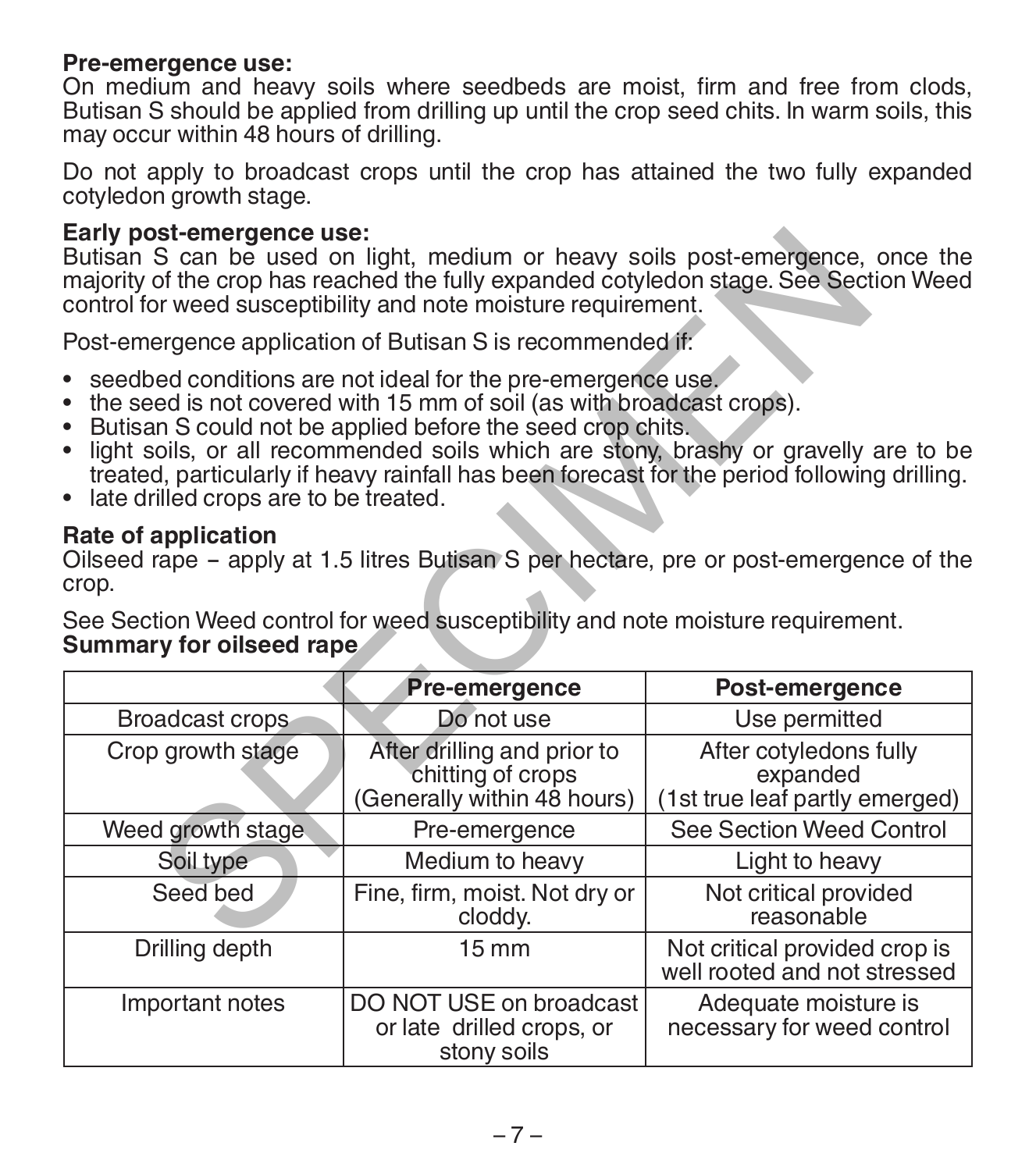**Pre-emergence use:**
On medium and heavy soils where seedbeds are moist, firm and free from clods, Butisan S should be applied from drilling up until the crop seed chits. In warm soils, this may occur within 48 hours of drilling.

Do not apply to broadcast crops until the crop has attained the two fully expanded cotyledon growth stage.

**Early post-emergence use:**
Butisan S can be used on light, medium or heavy soils post-emergence, once the majority of the crop has reached the fully expanded cotyledon stage. See Section Weed control for weed susceptibility and note moisture requirement.

Post-emergence application of Butisan S is recommended if:

- seedbed conditions are not ideal for the pre-emergence use.
- the seed is not covered with 15 mm of soil (as with broadcast crops).
- Butisan S could not be applied before the seed crop chits.
- light soils, or all recommended soils which are stony, brashy or gravelly are to be treated, particularly if heavy rainfall has been forecast for the period following drilling.
- late drilled crops are to be treated.

**Rate of application**
Oilseed rape – apply at 1.5 litres Butisan S per hectare, pre or post-emergence of the crop.

See Section Weed control for weed susceptibility and note moisture requirement.
**Summary for oilseed rape**

| | **Pre-emergence** | **Post-emergence** |
|---|---|---|
| Broadcast crops | Do not use | Use permitted |
| Crop growth stage | After drilling and prior to chitting of crops (Generally within 48 hours) | After cotyledons fully expanded (1st true leaf partly emerged) |
| Weed growth stage | Pre-emergence | See Section Weed Control |
| Soil type | Medium to heavy | Light to heavy |
| Seed bed | Fine, firm, moist. Not dry or cloddy. | Not critical provided reasonable |
| Drilling depth | 15 mm | Not critical provided crop is well rooted and not stressed |
| Important notes | DO NOT USE on broadcast or late drilled crops, or stony soils | Adequate moisture is necessary for weed control |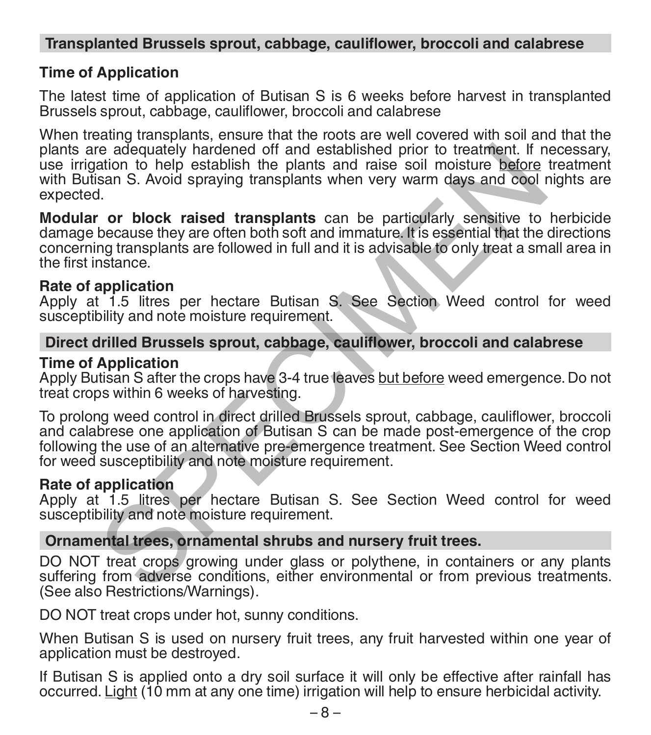## Transplanted Brussels sprout, cabbage, cauliflower, broccoli and calabrese

### Time of Application

The latest time of application of Butisan S is 6 weeks before harvest in transplanted Brussels sprout, cabbage, cauliflower, broccoli and calabrese

When treating transplants, ensure that the roots are well covered with soil and that the plants are adequately hardened off and established prior to treatment. If necessary, use irrigation to help establish the plants and raise soil moisture before treatment with Butisan S. Avoid spraying transplants when very warm days and cool nights are expected.

**Modular or block raised transplants** can be particularly sensitive to herbicide damage because they are often both soft and immature. It is essential that the directions concerning transplants are followed in full and it is advisable to only treat a small area in the first instance.

### Rate of application

Apply at 1.5 litres per hectare Butisan S. See Section Weed control for weed susceptibility and note moisture requirement.

## Direct drilled Brussels sprout, cabbage, cauliflower, broccoli and calabrese

### Time of Application

Apply Butisan S after the crops have 3-4 true leaves but before weed emergence. Do not treat crops within 6 weeks of harvesting.

To prolong weed control in direct drilled Brussels sprout, cabbage, cauliflower, broccoli and calabrese one application of Butisan S can be made post-emergence of the crop following the use of an alternative pre-emergence treatment. See Section Weed control for weed susceptibility and note moisture requirement.

### Rate of application

Apply at 1.5 litres per hectare Butisan S. See Section Weed control for weed susceptibility and note moisture requirement.

## Ornamental trees, ornamental shrubs and nursery fruit trees.

DO NOT treat crops growing under glass or polythene, in containers or any plants suffering from adverse conditions, either environmental or from previous treatments. (See also Restrictions/Warnings).

DO NOT treat crops under hot, sunny conditions.

When Butisan S is used on nursery fruit trees, any fruit harvested within one year of application must be destroyed.

If Butisan S is applied onto a dry soil surface it will only be effective after rainfall has occurred. Light (10 mm at any one time) irrigation will help to ensure herbicidal activity.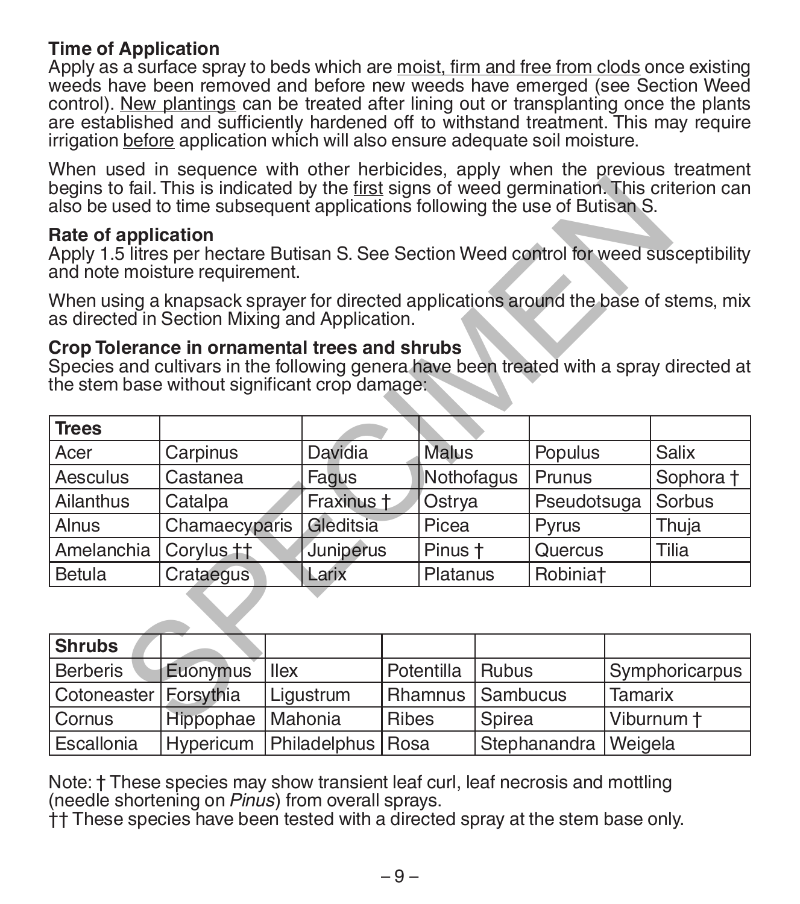### Time of Application

Apply as a surface spray to beds which are moist, firm and free from clods once existing weeds have been removed and before new weeds have emerged (see Section Weed control). New plantings can be treated after lining out or transplanting once the plants are established and sufficiently hardened off to withstand treatment. This may require irrigation before application which will also ensure adequate soil moisture.

When used in sequence with other herbicides, apply when the previous treatment begins to fail. This is indicated by the first signs of weed germination. This criterion can also be used to time subsequent applications following the use of Butisan S.

### Rate of application

Apply 1.5 litres per hectare Butisan S. See Section Weed control for weed susceptibility and note moisture requirement.

When using a knapsack sprayer for directed applications around the base of stems, mix as directed in Section Mixing and Application.

### Crop Tolerance in ornamental trees and shrubs

Species and cultivars in the following genera have been treated with a spray directed at the stem base without significant crop damage:

| **Trees** | | | | | |
|---|---|---|---|---|---|
| Acer | Carpinus | Davidia | Malus | Populus | Salix |
| Aesculus | Castanea | Fagus | Nothofagus | Prunus | Sophora † |
| Ailanthus | Catalpa | Fraxinus † | Ostrya | Pseudotsuga | Sorbus |
| Alnus | Chamaecyparis | Gleditsia | Picea | Pyrus | Thuja |
| Amelanchia | Corylus †† | Juniperus | Pinus † | Quercus | Tilia |
| Betula | Crataegus | Larix | Platanus | Robinia† | |

| **Shrubs** | | | | | |
|---|---|---|---|---|---|
| Berberis | Euonymus | Ilex | Potentilla | Rubus | Symphoricarpus |
| Cotoneaster | Forsythia | Ligustrum | Rhamnus | Sambucus | Tamarix |
| Cornus | Hippophae | Mahonia | Ribes | Spirea | Viburnum † |
| Escallonia | Hypericum | Philadelphus | Rosa | Stephanandra | Weigela |

Note: † These species may show transient leaf curl, leaf necrosis and mottling (needle shortening on *Pinus*) from overall sprays.
†† These species have been tested with a directed spray at the stem base only.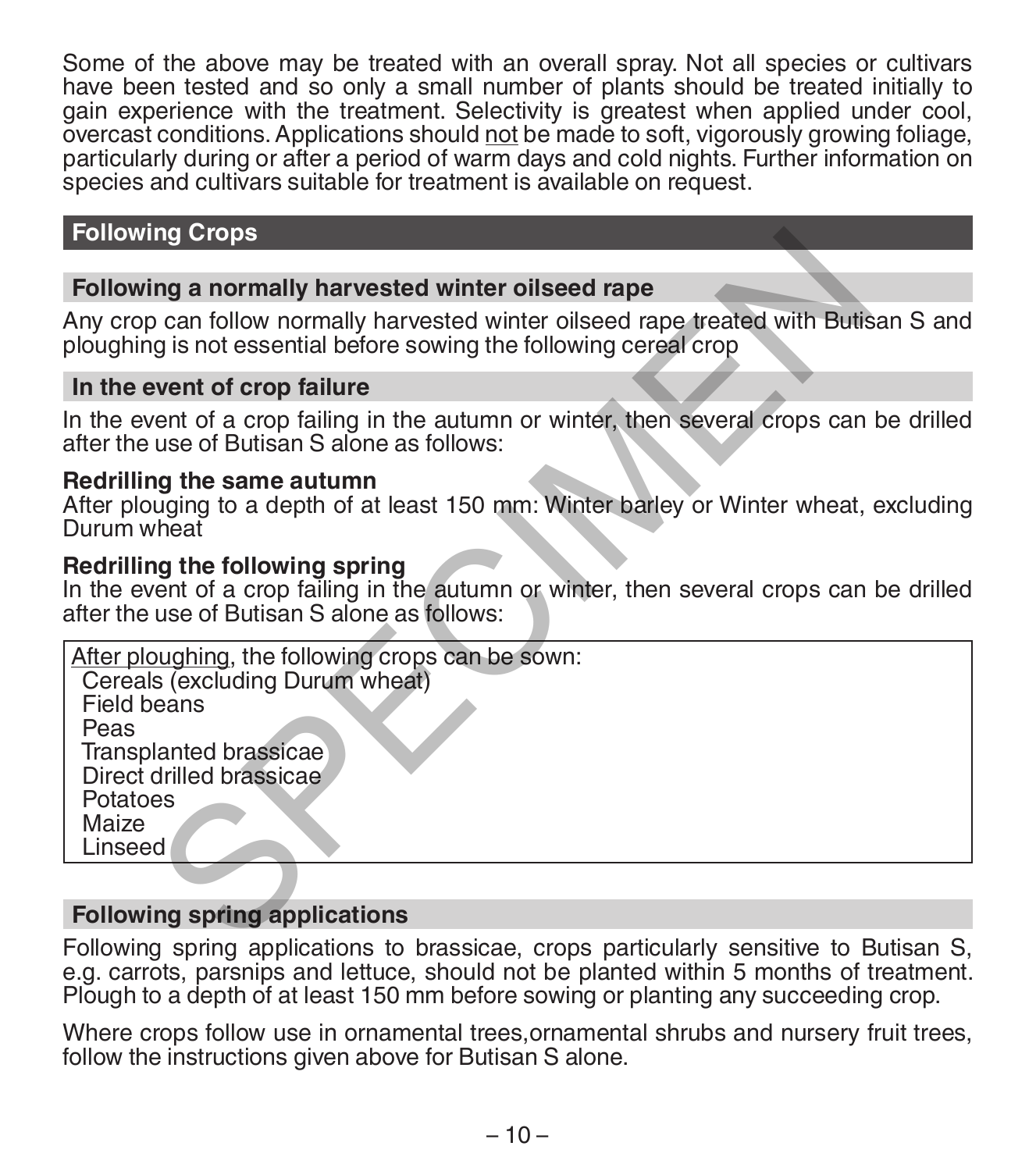Some of the above may be treated with an overall spray. Not all species or cultivars have been tested and so only a small number of plants should be treated initially to gain experience with the treatment. Selectivity is greatest when applied under cool, overcast conditions. Applications should not be made to soft, vigorously growing foliage, particularly during or after a period of warm days and cold nights. Further information on species and cultivars suitable for treatment is available on request.

## Following Crops

### Following a normally harvested winter oilseed rape

Any crop can follow normally harvested winter oilseed rape treated with Butisan S and ploughing is not essential before sowing the following cereal crop

### In the event of crop failure

In the event of a crop failing in the autumn or winter, then several crops can be drilled after the use of Butisan S alone as follows:

**Redrilling the same autumn**
After plouging to a depth of at least 150 mm: Winter barley or Winter wheat, excluding Durum wheat

**Redrilling the following spring**
In the event of a crop failing in the autumn or winter, then several crops can be drilled after the use of Butisan S alone as follows:

After ploughing, the following crops can be sown:

- Cereals (excluding Durum wheat)
- Field beans
- Peas
- Transplanted brassicae
- Direct drilled brassicae
- Potatoes
- Maize
- Linseed

### Following spring applications

Following spring applications to brassicae, crops particularly sensitive to Butisan S, e.g. carrots, parsnips and lettuce, should not be planted within 5 months of treatment. Plough to a depth of at least 150 mm before sowing or planting any succeeding crop.

Where crops follow use in ornamental trees,ornamental shrubs and nursery fruit trees, follow the instructions given above for Butisan S alone.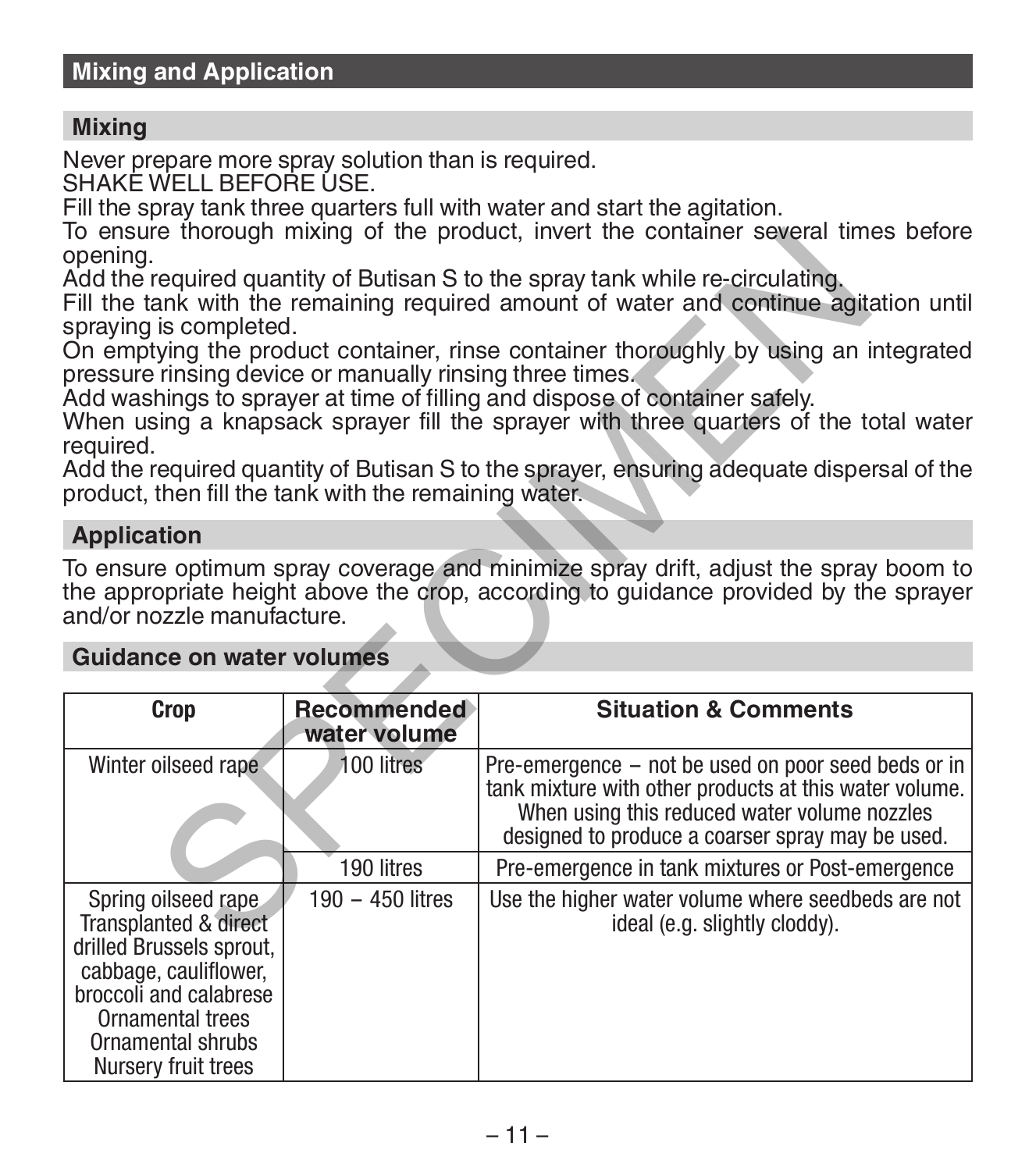## Mixing and Application

### Mixing

Never prepare more spray solution than is required.
SHAKE WELL BEFORE USE.
Fill the spray tank three quarters full with water and start the agitation.
To ensure thorough mixing of the product, invert the container several times before opening.
Add the required quantity of Butisan S to the spray tank while re-circulating.
Fill the tank with the remaining required amount of water and continue agitation until spraying is completed.
On emptying the product container, rinse container thoroughly by using an integrated pressure rinsing device or manually rinsing three times.
Add washings to sprayer at time of filling and dispose of container safely.
When using a knapsack sprayer fill the sprayer with three quarters of the total water required.
Add the required quantity of Butisan S to the sprayer, ensuring adequate dispersal of the product, then fill the tank with the remaining water.

### Application

To ensure optimum spray coverage and minimize spray drift, adjust the spray boom to the appropriate height above the crop, according to guidance provided by the sprayer and/or nozzle manufacture.

### Guidance on water volumes

| Crop | Recommended water volume | Situation & Comments |
|---|---|---|
| Winter oilseed rape | 100 litres | Pre-emergence – not be used on poor seed beds or in tank mixture with other products at this water volume. When using this reduced water volume nozzles designed to produce a coarser spray may be used. |
| | 190 litres | Pre-emergence in tank mixtures or Post-emergence |
| Spring oilseed rape<br>Transplanted & direct drilled Brussels sprout, cabbage, cauliflower, broccoli and calabrese<br>Ornamental trees<br>Ornamental shrubs<br>Nursery fruit trees | 190 – 450 litres | Use the higher water volume where seedbeds are not ideal (e.g. slightly cloddy). |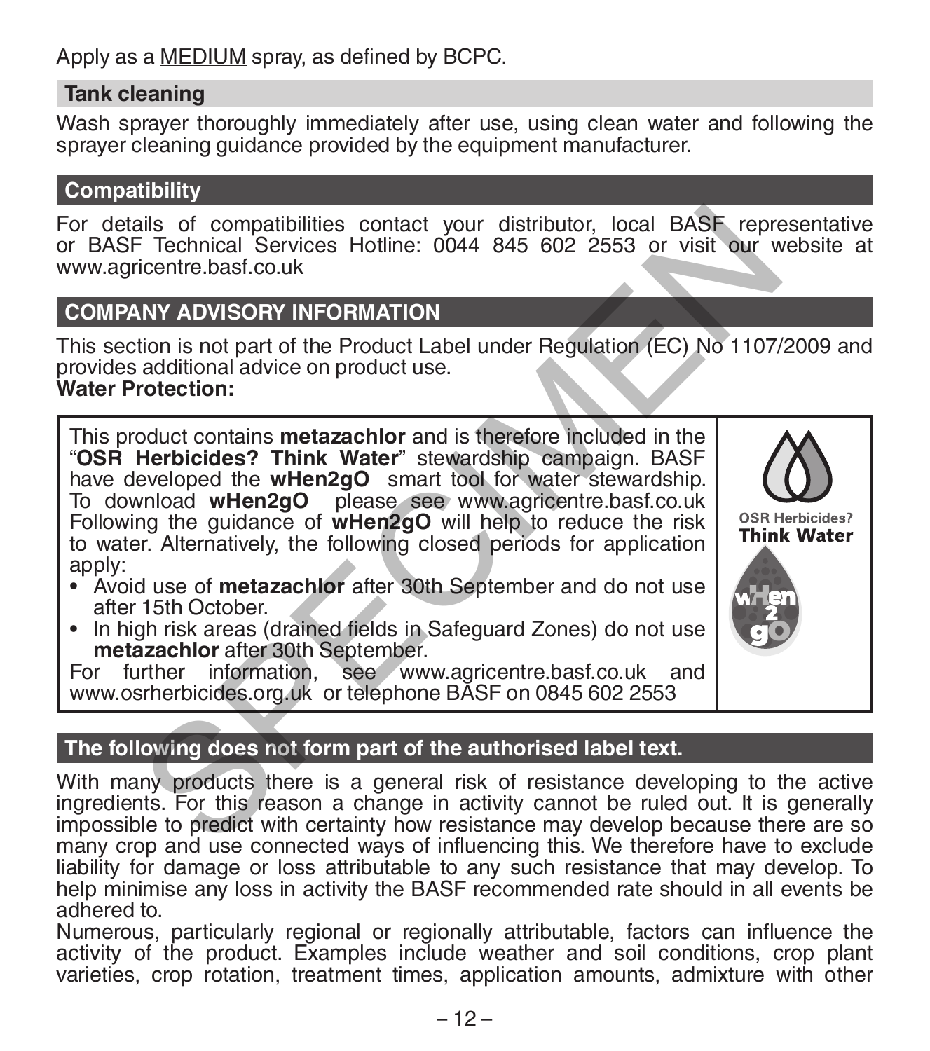Apply as a MEDIUM spray, as defined by BCPC.

## Tank cleaning

Wash sprayer thoroughly immediately after use, using clean water and following the sprayer cleaning guidance provided by the equipment manufacturer.

## Compatibility

For details of compatibilities contact your distributor, local BASF representative or BASF Technical Services Hotline: 0044 845 602 2553 or visit our website at www.agricentre.basf.co.uk

## COMPANY ADVISORY INFORMATION

This section is not part of the Product Label under Regulation (EC) No 1107/2009 and provides additional advice on product use.

**Water Protection:**

This product contains **metazachlor** and is therefore included in the "**OSR Herbicides? Think Water**" stewardship campaign. BASF have developed the **wHen2gO** smart tool for water stewardship. To download **wHen2gO** please see www.agricentre.basf.co.uk Following the guidance of **wHen2gO** will help to reduce the risk to water. Alternatively, the following closed periods for application apply:

- Avoid use of **metazachlor** after 30th September and do not use after 15th October.
- In high risk areas (drained fields in Safeguard Zones) do not use **metazachlor** after 30th September.

For further information, see www.agricentre.basf.co.uk and www.osrherbicides.org.uk or telephone BASF on 0845 602 2553

OSR Herbicides? Think Water

## The following does not form part of the authorised label text.

With many products there is a general risk of resistance developing to the active ingredients. For this reason a change in activity cannot be ruled out. It is generally impossible to predict with certainty how resistance may develop because there are so many crop and use connected ways of influencing this. We therefore have to exclude liability for damage or loss attributable to any such resistance that may develop. To help minimise any loss in activity the BASF recommended rate should in all events be adhered to.

Numerous, particularly regional or regionally attributable, factors can influence the activity of the product. Examples include weather and soil conditions, crop plant varieties, crop rotation, treatment times, application amounts, admixture with other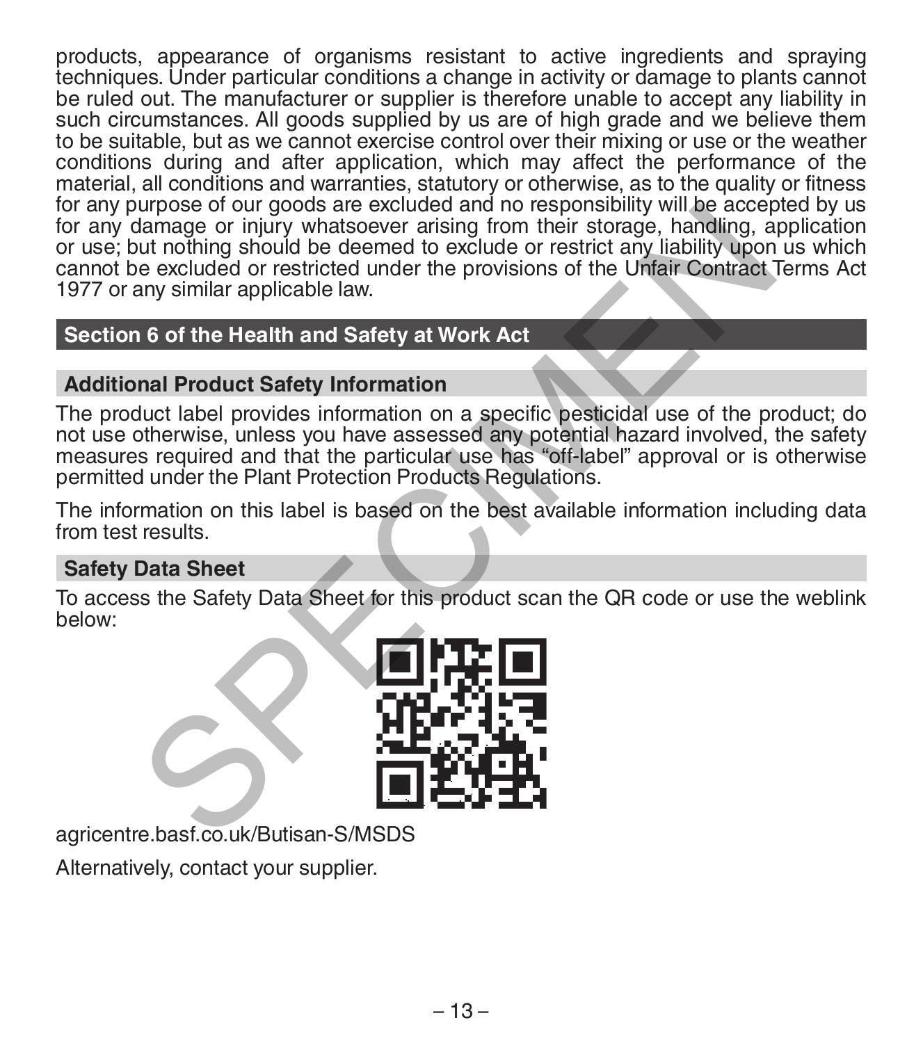products, appearance of organisms resistant to active ingredients and spraying techniques. Under particular conditions a change in activity or damage to plants cannot be ruled out. The manufacturer or supplier is therefore unable to accept any liability in such circumstances. All goods supplied by us are of high grade and we believe them to be suitable, but as we cannot exercise control over their mixing or use or the weather conditions during and after application, which may affect the performance of the material, all conditions and warranties, statutory or otherwise, as to the quality or fitness for any purpose of our goods are excluded and no responsibility will be accepted by us for any damage or injury whatsoever arising from their storage, handling, application or use; but nothing should be deemed to exclude or restrict any liability upon us which cannot be excluded or restricted under the provisions of the Unfair Contract Terms Act 1977 or any similar applicable law.

## Section 6 of the Health and Safety at Work Act

### Additional Product Safety Information

The product label provides information on a specific pesticidal use of the product; do not use otherwise, unless you have assessed any potential hazard involved, the safety measures required and that the particular use has "off-label" approval or is otherwise permitted under the Plant Protection Products Regulations.

The information on this label is based on the best available information including data from test results.

### Safety Data Sheet

To access the Safety Data Sheet for this product scan the QR code or use the weblink below:

agricentre.basf.co.uk/Butisan-S/MSDS

Alternatively, contact your supplier.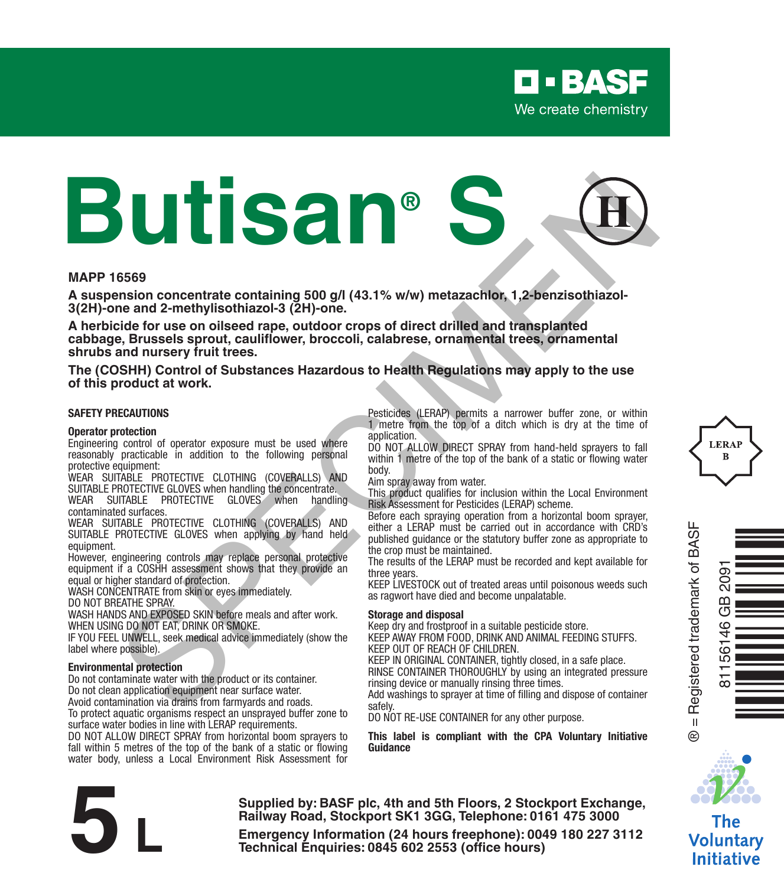BASF

We create chemistry

# Butisan® S

H

**MAPP 16569**

**A suspension concentrate containing 500 g/l (43.1% w/w) metazachlor, 1,2-benzisothiazol-3(2H)-one and 2-methylisothiazol-3 (2H)-one.**

**A herbicide for use on oilseed rape, outdoor crops of direct drilled and transplanted cabbage, Brussels sprout, cauliflower, broccoli, calabrese, ornamental trees, ornamental shrubs and nursery fruit trees.**

**The (COSHH) Control of Substances Hazardous to Health Regulations may apply to the use of this product at work.**

### SAFETY PRECAUTIONS

**Operator protection**

Engineering control of operator exposure must be used where reasonably practicable in addition to the following personal protective equipment:

WEAR SUITABLE PROTECTIVE CLOTHING (COVERALLS) AND SUITABLE PROTECTIVE GLOVES when handling the concentrate.

WEAR SUITABLE PROTECTIVE GLOVES when handling contaminated surfaces.

WEAR SUITABLE PROTECTIVE CLOTHING (COVERALLS) AND SUITABLE PROTECTIVE GLOVES when applying by hand held equipment.

However, engineering controls may replace personal protective equipment if a COSHH assessment shows that they provide an equal or higher standard of protection.

WASH CONCENTRATE from skin or eyes immediately.

DO NOT BREATHE THE SPRAY.

WASH HANDS AND EXPOSED SKIN before meals and after work.

WHEN USING DO NOT EAT, DRINK OR SMOKE.

IF YOU FEEL UNWELL, seek medical advice immediately (show the label where possible).

**Environmental protection**

Do not contaminate water with the product or its container.

Do not clean application equipment near surface water.

Avoid contamination via drains from farmyards and roads.

To protect aquatic organisms respect an unsprayed buffer zone to surface water bodies in line with LERAP requirements.

DO NOT ALLOW DIRECT SPRAY from horizontal boom sprayers to fall within 5 metres of the top of the bank of a static or flowing water body, unless a Local Environment Risk Assessment for Pesticides (LERAP) permits a narrower buffer zone, or within 1 metre from the top of a ditch which is dry at the time of application.

DO NOT ALLOW DIRECT SPRAY from hand-held sprayers to fall within 1 metre of the top of the bank of a static or flowing water body.

Aim spray away from water.

This product qualifies for inclusion within the Local Environment Risk Assessment for Pesticides (LERAP) scheme.

Before each spraying operation from a horizontal boom sprayer, either a LERAP must be carried out in accordance with CRD's published guidance or the statutory buffer zone as appropriate to the crop must be maintained.

The results of the LERAP must be recorded and kept available for three years.

KEEP LIVESTOCK out of treated areas until poisonous weeds such as ragwort have died and become unpalatable.

**Storage and disposal**

Keep dry and frostproof in a suitable pesticide store.

KEEP AWAY FROM FOOD, DRINK AND ANIMAL FEEDING STUFFS.

KEEP OUT OF REACH OF CHILDREN.

KEEP IN ORIGINAL CONTAINER, tightly closed, in a safe place.

RINSE CONTAINER THOROUGHLY by using an integrated pressure rinsing device or manually rinsing three times.

Add washings to sprayer at time of filling and dispose of container safely.

DO NOT RE-USE CONTAINER for any other purpose.

**This label is compliant with the CPA Voluntary Initiative Guidance**

LERAP B

® = Registered trademark of BASF

81156146 GB 2091

The Voluntary Initiative

**5 L**

**Supplied by: BASF plc, 4th and 5th Floors, 2 Stockport Exchange, Railway Road, Stockport SK1 3GG, Telephone: 0161 475 3000**

**Emergency Information (24 hours freephone): 0049 180 227 3112**

**Technical Enquiries: 0845 602 2553 (office hours)**